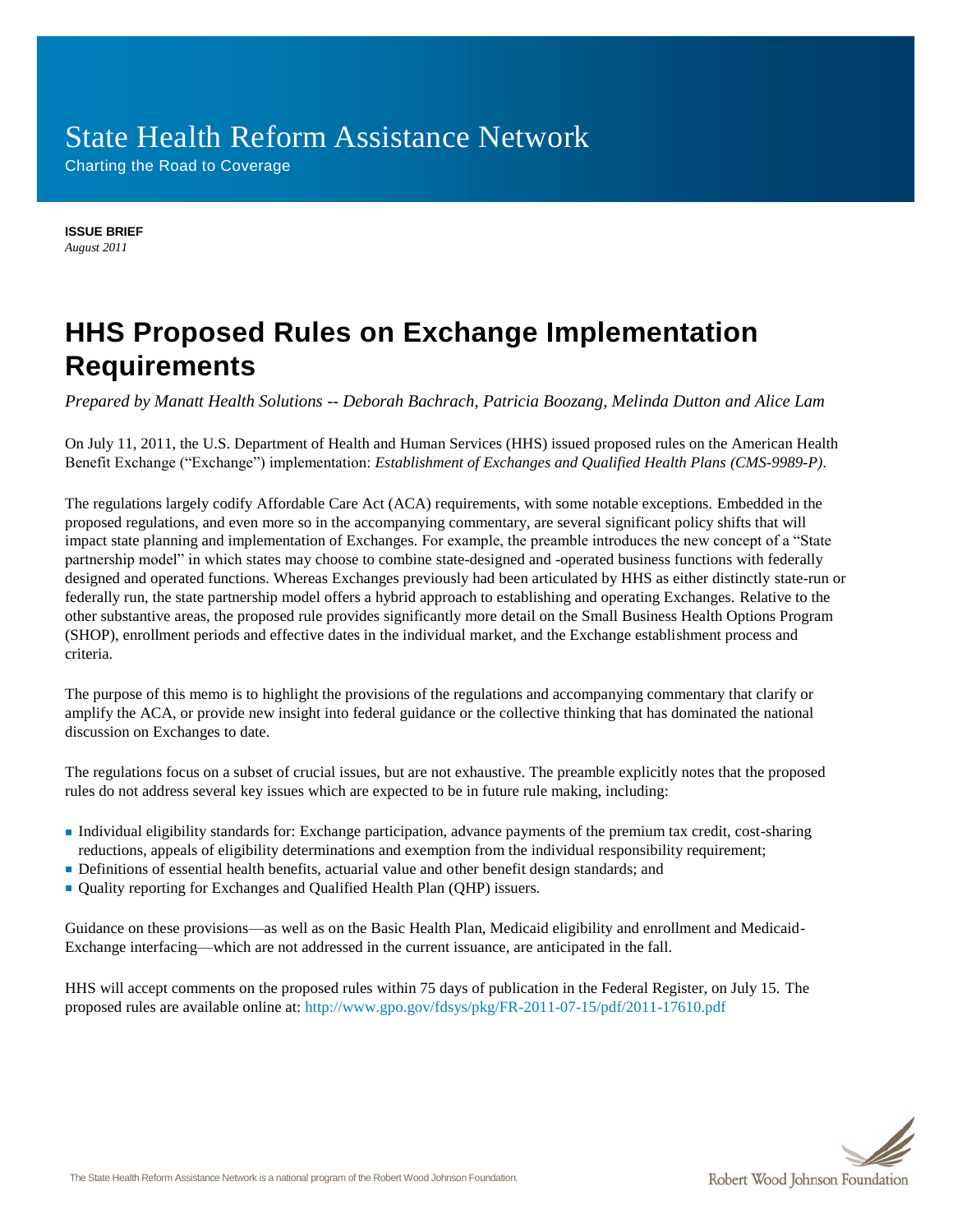# State Health Reform Assistance Network

Charting the Road to Coverage

**ISSUE BRIEF**
*August 2011*

# HHS Proposed Rules on Exchange Implementation Requirements

*Prepared by Manatt Health Solutions -- Deborah Bachrach, Patricia Boozang, Melinda Dutton and Alice Lam*

On July 11, 2011, the U.S. Department of Health and Human Services (HHS) issued proposed rules on the American Health Benefit Exchange ("Exchange") implementation: *Establishment of Exchanges and Qualified Health Plans (CMS-9989-P)*.

The regulations largely codify Affordable Care Act (ACA) requirements, with some notable exceptions. Embedded in the proposed regulations, and even more so in the accompanying commentary, are several significant policy shifts that will impact state planning and implementation of Exchanges. For example, the preamble introduces the new concept of a "State partnership model" in which states may choose to combine state-designed and -operated business functions with federally designed and operated functions. Whereas Exchanges previously had been articulated by HHS as either distinctly state-run or federally run, the state partnership model offers a hybrid approach to establishing and operating Exchanges. Relative to the other substantive areas, the proposed rule provides significantly more detail on the Small Business Health Options Program (SHOP), enrollment periods and effective dates in the individual market, and the Exchange establishment process and criteria.

The purpose of this memo is to highlight the provisions of the regulations and accompanying commentary that clarify or amplify the ACA, or provide new insight into federal guidance or the collective thinking that has dominated the national discussion on Exchanges to date.

The regulations focus on a subset of crucial issues, but are not exhaustive. The preamble explicitly notes that the proposed rules do not address several key issues which are expected to be in future rule making, including:

- Individual eligibility standards for: Exchange participation, advance payments of the premium tax credit, cost-sharing reductions, appeals of eligibility determinations and exemption from the individual responsibility requirement;
- Definitions of essential health benefits, actuarial value and other benefit design standards; and
- Quality reporting for Exchanges and Qualified Health Plan (QHP) issuers.

Guidance on these provisions—as well as on the Basic Health Plan, Medicaid eligibility and enrollment and Medicaid-Exchange interfacing—which are not addressed in the current issuance, are anticipated in the fall.

HHS will accept comments on the proposed rules within 75 days of publication in the Federal Register, on July 15. The proposed rules are available online at: http://www.gpo.gov/fdsys/pkg/FR-2011-07-15/pdf/2011-17610.pdf

The State Health Reform Assistance Network is a national program of the Robert Wood Johnson Foundation.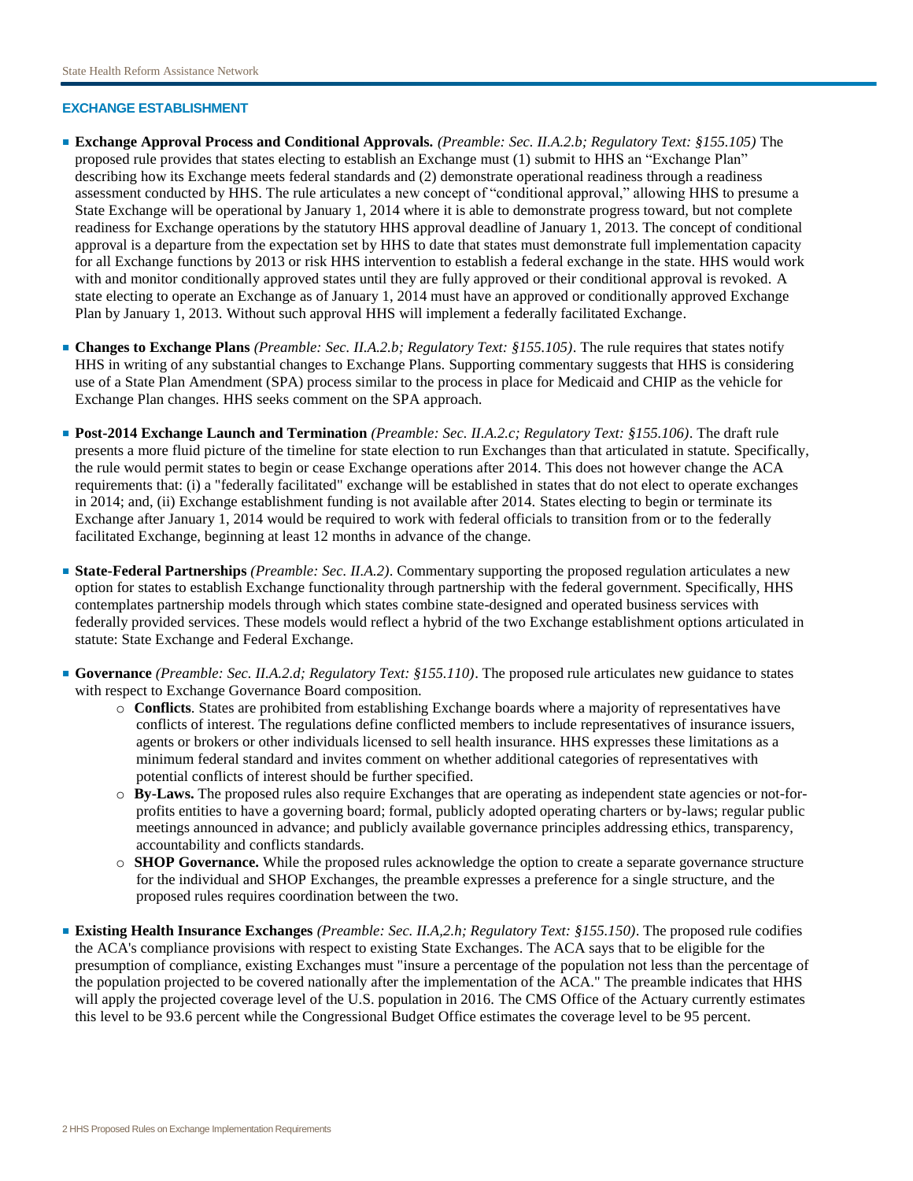## EXCHANGE ESTABLISHMENT

- **Exchange Approval Process and Conditional Approvals.** *(Preamble: Sec. II.A.2.b; Regulatory Text: §155.105)* The proposed rule provides that states electing to establish an Exchange must (1) submit to HHS an "Exchange Plan" describing how its Exchange meets federal standards and (2) demonstrate operational readiness through a readiness assessment conducted by HHS. The rule articulates a new concept of "conditional approval," allowing HHS to presume a State Exchange will be operational by January 1, 2014 where it is able to demonstrate progress toward, but not complete readiness for Exchange operations by the statutory HHS approval deadline of January 1, 2013. The concept of conditional approval is a departure from the expectation set by HHS to date that states must demonstrate full implementation capacity for all Exchange functions by 2013 or risk HHS intervention to establish a federal exchange in the state. HHS would work with and monitor conditionally approved states until they are fully approved or their conditional approval is revoked. A state electing to operate an Exchange as of January 1, 2014 must have an approved or conditionally approved Exchange Plan by January 1, 2013. Without such approval HHS will implement a federally facilitated Exchange.

- **Changes to Exchange Plans** *(Preamble: Sec. II.A.2.b; Regulatory Text: §155.105)*. The rule requires that states notify HHS in writing of any substantial changes to Exchange Plans. Supporting commentary suggests that HHS is considering use of a State Plan Amendment (SPA) process similar to the process in place for Medicaid and CHIP as the vehicle for Exchange Plan changes. HHS seeks comment on the SPA approach.

- **Post-2014 Exchange Launch and Termination** *(Preamble: Sec. II.A.2.c; Regulatory Text: §155.106)*. The draft rule presents a more fluid picture of the timeline for state election to run Exchanges than that articulated in statute. Specifically, the rule would permit states to begin or cease Exchange operations after 2014. This does not however change the ACA requirements that: (i) a "federally facilitated" exchange will be established in states that do not elect to operate exchanges in 2014; and, (ii) Exchange establishment funding is not available after 2014. States electing to begin or terminate its Exchange after January 1, 2014 would be required to work with federal officials to transition from or to the federally facilitated Exchange, beginning at least 12 months in advance of the change.

- **State-Federal Partnerships** *(Preamble: Sec. II.A.2)*. Commentary supporting the proposed regulation articulates a new option for states to establish Exchange functionality through partnership with the federal government. Specifically, HHS contemplates partnership models through which states combine state-designed and operated business services with federally provided services. These models would reflect a hybrid of the two Exchange establishment options articulated in statute: State Exchange and Federal Exchange.

- **Governance** *(Preamble: Sec. II.A.2.d; Regulatory Text: §155.110)*. The proposed rule articulates new guidance to states with respect to Exchange Governance Board composition.
  - **Conflicts**. States are prohibited from establishing Exchange boards where a majority of representatives have conflicts of interest. The regulations define conflicted members to include representatives of insurance issuers, agents or brokers or other individuals licensed to sell health insurance. HHS expresses these limitations as a minimum federal standard and invites comment on whether additional categories of representatives with potential conflicts of interest should be further specified.
  - **By-Laws.** The proposed rules also require Exchanges that are operating as independent state agencies or not-for-profits entities to have a governing board; formal, publicly adopted operating charters or by-laws; regular public meetings announced in advance; and publicly available governance principles addressing ethics, transparency, accountability and conflicts standards.
  - **SHOP Governance.** While the proposed rules acknowledge the option to create a separate governance structure for the individual and SHOP Exchanges, the preamble expresses a preference for a single structure, and the proposed rules requires coordination between the two.

- **Existing Health Insurance Exchanges** *(Preamble: Sec. II.A,2.h; Regulatory Text: §155.150)*. The proposed rule codifies the ACA's compliance provisions with respect to existing State Exchanges. The ACA says that to be eligible for the presumption of compliance, existing Exchanges must "insure a percentage of the population not less than the percentage of the population projected to be covered nationally after the implementation of the ACA." The preamble indicates that HHS will apply the projected coverage level of the U.S. population in 2016. The CMS Office of the Actuary currently estimates this level to be 93.6 percent while the Congressional Budget Office estimates the coverage level to be 95 percent.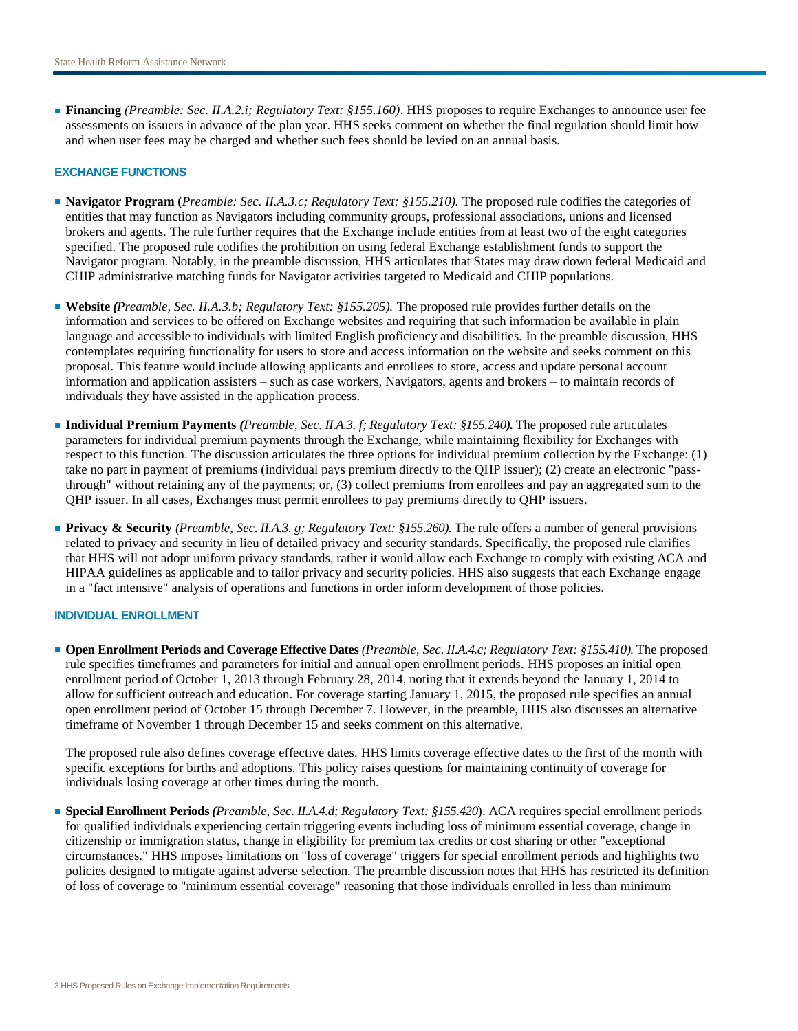- **Financing** *(Preamble: Sec. II.A.2.i; Regulatory Text: §155.160)*. HHS proposes to require Exchanges to announce user fee assessments on issuers in advance of the plan year. HHS seeks comment on whether the final regulation should limit how and when user fees may be charged and whether such fees should be levied on an annual basis.

### EXCHANGE FUNCTIONS

- **Navigator Program (***Preamble: Sec. II.A.3.c; Regulatory Text: §155.210).* The proposed rule codifies the categories of entities that may function as Navigators including community groups, professional associations, unions and licensed brokers and agents. The rule further requires that the Exchange include entities from at least two of the eight categories specified. The proposed rule codifies the prohibition on using federal Exchange establishment funds to support the Navigator program. Notably, in the preamble discussion, HHS articulates that States may draw down federal Medicaid and CHIP administrative matching funds for Navigator activities targeted to Medicaid and CHIP populations.

- **Website** ***(****Preamble, Sec. II.A.3.b; Regulatory Text: §155.205).* The proposed rule provides further details on the information and services to be offered on Exchange websites and requiring that such information be available in plain language and accessible to individuals with limited English proficiency and disabilities. In the preamble discussion, HHS contemplates requiring functionality for users to store and access information on the website and seeks comment on this proposal. This feature would include allowing applicants and enrollees to store, access and update personal account information and application assisters – such as case workers, Navigators, agents and brokers – to maintain records of individuals they have assisted in the application process.

- **Individual Premium Payments** ***(****Preamble, Sec. II.A.3. f; Regulatory Text: §155.240****).*** The proposed rule articulates parameters for individual premium payments through the Exchange, while maintaining flexibility for Exchanges with respect to this function. The discussion articulates the three options for individual premium collection by the Exchange: (1) take no part in payment of premiums (individual pays premium directly to the QHP issuer); (2) create an electronic "pass-through" without retaining any of the payments; or, (3) collect premiums from enrollees and pay an aggregated sum to the QHP issuer. In all cases, Exchanges must permit enrollees to pay premiums directly to QHP issuers.

- **Privacy & Security** *(Preamble, Sec. II.A.3. g; Regulatory Text: §155.260).* The rule offers a number of general provisions related to privacy and security in lieu of detailed privacy and security standards. Specifically, the proposed rule clarifies that HHS will not adopt uniform privacy standards, rather it would allow each Exchange to comply with existing ACA and HIPAA guidelines as applicable and to tailor privacy and security policies. HHS also suggests that each Exchange engage in a "fact intensive" analysis of operations and functions in order inform development of those policies.

### INDIVIDUAL ENROLLMENT

- **Open Enrollment Periods and Coverage Effective Dates** *(Preamble, Sec. II.A.4.c; Regulatory Text: §155.410).* The proposed rule specifies timeframes and parameters for initial and annual open enrollment periods. HHS proposes an initial open enrollment period of October 1, 2013 through February 28, 2014, noting that it extends beyond the January 1, 2014 to allow for sufficient outreach and education. For coverage starting January 1, 2015, the proposed rule specifies an annual open enrollment period of October 15 through December 7. However, in the preamble, HHS also discusses an alternative timeframe of November 1 through December 15 and seeks comment on this alternative.

  The proposed rule also defines coverage effective dates. HHS limits coverage effective dates to the first of the month with specific exceptions for births and adoptions. This policy raises questions for maintaining continuity of coverage for individuals losing coverage at other times during the month.

- **Special Enrollment Periods** ***(****Preamble, Sec. II.A.4.d; Regulatory Text: §155.420*). ACA requires special enrollment periods for qualified individuals experiencing certain triggering events including loss of minimum essential coverage, change in citizenship or immigration status, change in eligibility for premium tax credits or cost sharing or other "exceptional circumstances." HHS imposes limitations on "loss of coverage" triggers for special enrollment periods and highlights two policies designed to mitigate against adverse selection. The preamble discussion notes that HHS has restricted its definition of loss of coverage to "minimum essential coverage" reasoning that those individuals enrolled in less than minimum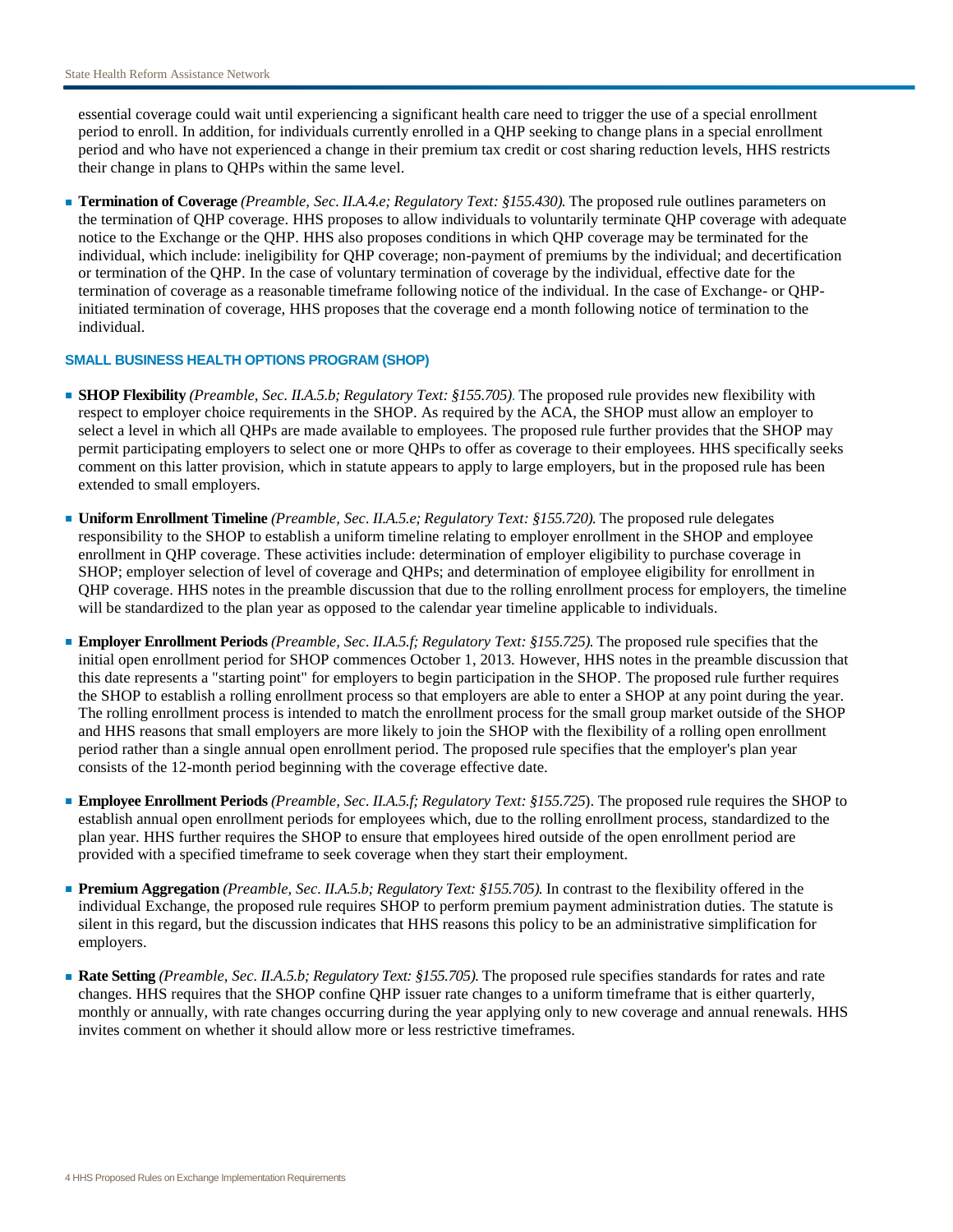essential coverage could wait until experiencing a significant health care need to trigger the use of a special enrollment period to enroll. In addition, for individuals currently enrolled in a QHP seeking to change plans in a special enrollment period and who have not experienced a change in their premium tax credit or cost sharing reduction levels, HHS restricts their change in plans to QHPs within the same level.

- **Termination of Coverage** *(Preamble, Sec. II.A.4.e; Regulatory Text: §155.430).* The proposed rule outlines parameters on the termination of QHP coverage. HHS proposes to allow individuals to voluntarily terminate QHP coverage with adequate notice to the Exchange or the QHP. HHS also proposes conditions in which QHP coverage may be terminated for the individual, which include: ineligibility for QHP coverage; non-payment of premiums by the individual; and decertification or termination of the QHP. In the case of voluntary termination of coverage by the individual, effective date for the termination of coverage as a reasonable timeframe following notice of the individual. In the case of Exchange- or QHP-initiated termination of coverage, HHS proposes that the coverage end a month following notice of termination to the individual.

### SMALL BUSINESS HEALTH OPTIONS PROGRAM (SHOP)

- **SHOP Flexibility** *(Preamble, Sec. II.A.5.b; Regulatory Text: §155.705).* The proposed rule provides new flexibility with respect to employer choice requirements in the SHOP. As required by the ACA, the SHOP must allow an employer to select a level in which all QHPs are made available to employees. The proposed rule further provides that the SHOP may permit participating employers to select one or more QHPs to offer as coverage to their employees. HHS specifically seeks comment on this latter provision, which in statute appears to apply to large employers, but in the proposed rule has been extended to small employers.

- **Uniform Enrollment Timeline** *(Preamble, Sec. II.A.5.e; Regulatory Text: §155.720).* The proposed rule delegates responsibility to the SHOP to establish a uniform timeline relating to employer enrollment in the SHOP and employee enrollment in QHP coverage. These activities include: determination of employer eligibility to purchase coverage in SHOP; employer selection of level of coverage and QHPs; and determination of employee eligibility for enrollment in QHP coverage. HHS notes in the preamble discussion that due to the rolling enrollment process for employers, the timeline will be standardized to the plan year as opposed to the calendar year timeline applicable to individuals.

- **Employer Enrollment Periods** *(Preamble, Sec. II.A.5.f; Regulatory Text: §155.725).* The proposed rule specifies that the initial open enrollment period for SHOP commences October 1, 2013. However, HHS notes in the preamble discussion that this date represents a "starting point" for employers to begin participation in the SHOP. The proposed rule further requires the SHOP to establish a rolling enrollment process so that employers are able to enter a SHOP at any point during the year. The rolling enrollment process is intended to match the enrollment process for the small group market outside of the SHOP and HHS reasons that small employers are more likely to join the SHOP with the flexibility of a rolling open enrollment period rather than a single annual open enrollment period. The proposed rule specifies that the employer's plan year consists of the 12-month period beginning with the coverage effective date.

- **Employee Enrollment Periods** *(Preamble, Sec. II.A.5.f; Regulatory Text: §155.725*). The proposed rule requires the SHOP to establish annual open enrollment periods for employees which, due to the rolling enrollment process, standardized to the plan year. HHS further requires the SHOP to ensure that employees hired outside of the open enrollment period are provided with a specified timeframe to seek coverage when they start their employment.

- **Premium Aggregation** *(Preamble, Sec. II.A.5.b; Regulatory Text: §155.705).* In contrast to the flexibility offered in the individual Exchange, the proposed rule requires SHOP to perform premium payment administration duties. The statute is silent in this regard, but the discussion indicates that HHS reasons this policy to be an administrative simplification for employers.

- **Rate Setting** *(Preamble, Sec. II.A.5.b; Regulatory Text: §155.705).* The proposed rule specifies standards for rates and rate changes. HHS requires that the SHOP confine QHP issuer rate changes to a uniform timeframe that is either quarterly, monthly or annually, with rate changes occurring during the year applying only to new coverage and annual renewals. HHS invites comment on whether it should allow more or less restrictive timeframes.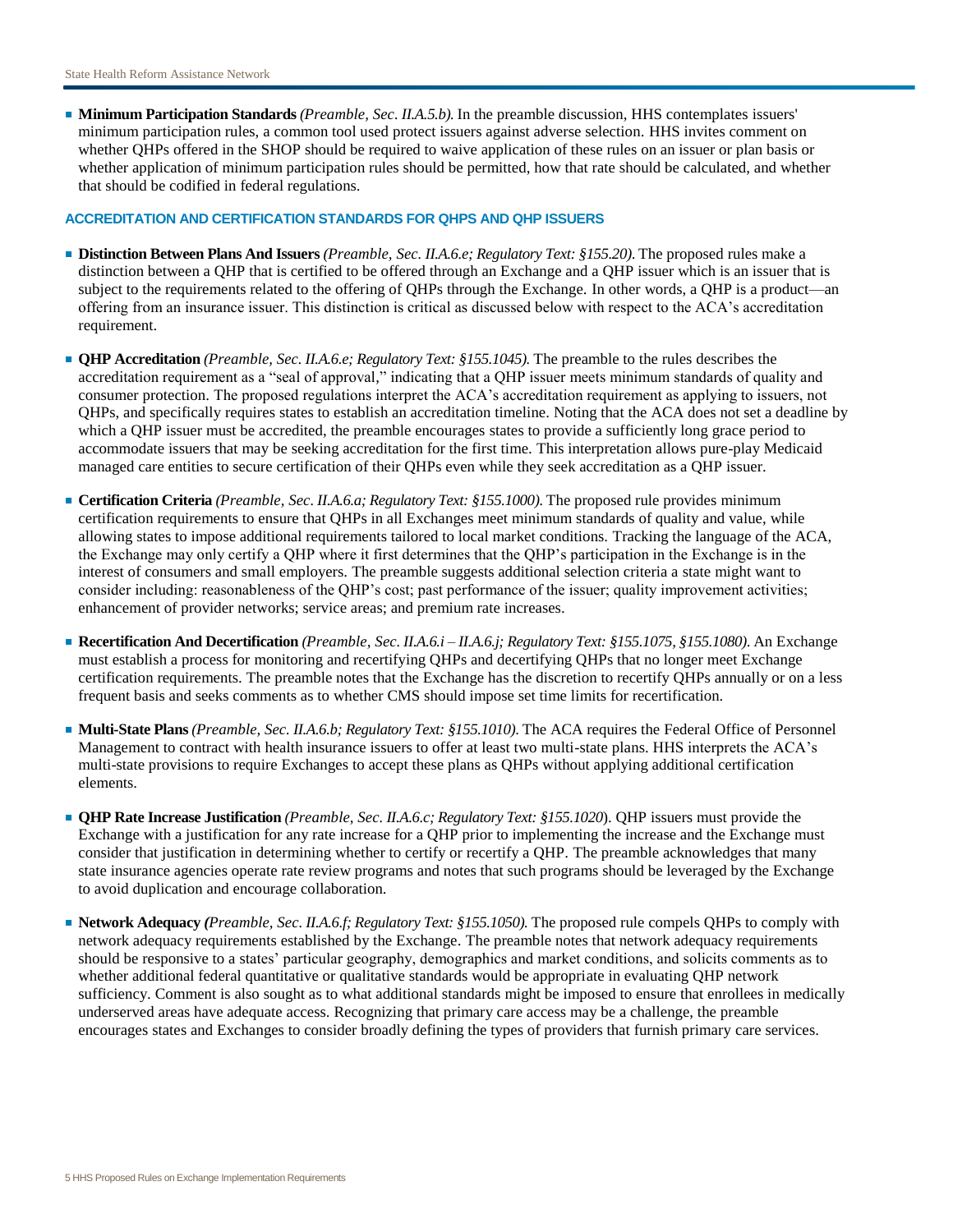- **Minimum Participation Standards** *(Preamble, Sec. II.A.5.b).* In the preamble discussion, HHS contemplates issuers' minimum participation rules, a common tool used protect issuers against adverse selection. HHS invites comment on whether QHPs offered in the SHOP should be required to waive application of these rules on an issuer or plan basis or whether application of minimum participation rules should be permitted, how that rate should be calculated, and whether that should be codified in federal regulations.

## ACCREDITATION AND CERTIFICATION STANDARDS FOR QHPS AND QHP ISSUERS

- **Distinction Between Plans And Issuers** *(Preamble, Sec. II.A.6.e; Regulatory Text: §155.20).* The proposed rules make a distinction between a QHP that is certified to be offered through an Exchange and a QHP issuer which is an issuer that is subject to the requirements related to the offering of QHPs through the Exchange. In other words, a QHP is a product—an offering from an insurance issuer. This distinction is critical as discussed below with respect to the ACA's accreditation requirement.

- **QHP Accreditation** *(Preamble, Sec. II.A.6.e; Regulatory Text: §155.1045).* The preamble to the rules describes the accreditation requirement as a "seal of approval," indicating that a QHP issuer meets minimum standards of quality and consumer protection. The proposed regulations interpret the ACA's accreditation requirement as applying to issuers, not QHPs, and specifically requires states to establish an accreditation timeline. Noting that the ACA does not set a deadline by which a QHP issuer must be accredited, the preamble encourages states to provide a sufficiently long grace period to accommodate issuers that may be seeking accreditation for the first time. This interpretation allows pure-play Medicaid managed care entities to secure certification of their QHPs even while they seek accreditation as a QHP issuer.

- **Certification Criteria** *(Preamble, Sec. II.A.6.a; Regulatory Text: §155.1000).* The proposed rule provides minimum certification requirements to ensure that QHPs in all Exchanges meet minimum standards of quality and value, while allowing states to impose additional requirements tailored to local market conditions. Tracking the language of the ACA, the Exchange may only certify a QHP where it first determines that the QHP's participation in the Exchange is in the interest of consumers and small employers. The preamble suggests additional selection criteria a state might want to consider including: reasonableness of the QHP's cost; past performance of the issuer; quality improvement activities; enhancement of provider networks; service areas; and premium rate increases.

- **Recertification And Decertification** *(Preamble, Sec. II.A.6.i – II.A.6.j; Regulatory Text: §155.1075, §155.1080).* An Exchange must establish a process for monitoring and recertifying QHPs and decertifying QHPs that no longer meet Exchange certification requirements. The preamble notes that the Exchange has the discretion to recertify QHPs annually or on a less frequent basis and seeks comments as to whether CMS should impose set time limits for recertification.

- **Multi-State Plans** *(Preamble, Sec. II.A.6.b; Regulatory Text: §155.1010).* The ACA requires the Federal Office of Personnel Management to contract with health insurance issuers to offer at least two multi-state plans. HHS interprets the ACA's multi-state provisions to require Exchanges to accept these plans as QHPs without applying additional certification elements.

- **QHP Rate Increase Justification** *(Preamble, Sec. II.A.6.c; Regulatory Text: §155.1020).* QHP issuers must provide the Exchange with a justification for any rate increase for a QHP prior to implementing the increase and the Exchange must consider that justification in determining whether to certify or recertify a QHP. The preamble acknowledges that many state insurance agencies operate rate review programs and notes that such programs should be leveraged by the Exchange to avoid duplication and encourage collaboration.

- **Network Adequacy** *(Preamble, Sec. II.A.6.f; Regulatory Text: §155.1050).* The proposed rule compels QHPs to comply with network adequacy requirements established by the Exchange. The preamble notes that network adequacy requirements should be responsive to a states' particular geography, demographics and market conditions, and solicits comments as to whether additional federal quantitative or qualitative standards would be appropriate in evaluating QHP network sufficiency. Comment is also sought as to what additional standards might be imposed to ensure that enrollees in medically underserved areas have adequate access. Recognizing that primary care access may be a challenge, the preamble encourages states and Exchanges to consider broadly defining the types of providers that furnish primary care services.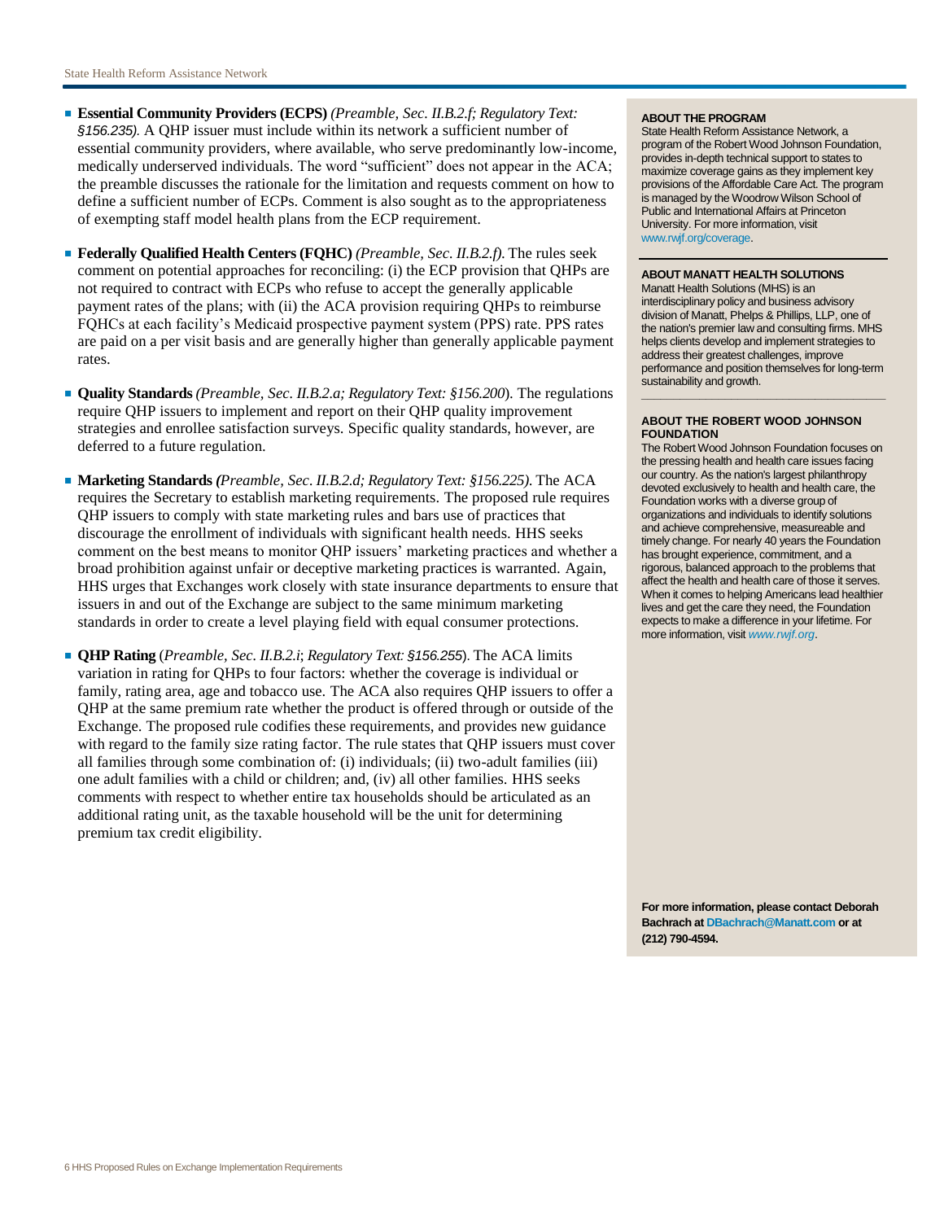- **Essential Community Providers (ECPS)** *(Preamble, Sec. II.B.2.f; Regulatory Text: §156.235).* A QHP issuer must include within its network a sufficient number of essential community providers, where available, who serve predominantly low-income, medically underserved individuals. The word "sufficient" does not appear in the ACA; the preamble discusses the rationale for the limitation and requests comment on how to define a sufficient number of ECPs. Comment is also sought as to the appropriateness of exempting staff model health plans from the ECP requirement.

- **Federally Qualified Health Centers (FQHC)** *(Preamble, Sec. II.B.2.f).* The rules seek comment on potential approaches for reconciling: (i) the ECP provision that QHPs are not required to contract with ECPs who refuse to accept the generally applicable payment rates of the plans; with (ii) the ACA provision requiring QHPs to reimburse FQHCs at each facility's Medicaid prospective payment system (PPS) rate. PPS rates are paid on a per visit basis and are generally higher than generally applicable payment rates.

- **Quality Standards** *(Preamble, Sec. II.B.2.a; Regulatory Text: §156.200*). The regulations require QHP issuers to implement and report on their QHP quality improvement strategies and enrollee satisfaction surveys. Specific quality standards, however, are deferred to a future regulation.

- **Marketing Standards** *(Preamble, Sec. II.B.2.d; Regulatory Text: §156.225).* The ACA requires the Secretary to establish marketing requirements. The proposed rule requires QHP issuers to comply with state marketing rules and bars use of practices that discourage the enrollment of individuals with significant health needs. HHS seeks comment on the best means to monitor QHP issuers' marketing practices and whether a broad prohibition against unfair or deceptive marketing practices is warranted. Again, HHS urges that Exchanges work closely with state insurance departments to ensure that issuers in and out of the Exchange are subject to the same minimum marketing standards in order to create a level playing field with equal consumer protections.

- **QHP Rating** (*Preamble, Sec. II.B.2.i*; *Regulatory Text: §156.255*). The ACA limits variation in rating for QHPs to four factors: whether the coverage is individual or family, rating area, age and tobacco use. The ACA also requires QHP issuers to offer a QHP at the same premium rate whether the product is offered through or outside of the Exchange. The proposed rule codifies these requirements, and provides new guidance with regard to the family size rating factor. The rule states that QHP issuers must cover all families through some combination of: (i) individuals; (ii) two-adult families (iii) one adult families with a child or children; and, (iv) all other families. HHS seeks comments with respect to whether entire tax households should be articulated as an additional rating unit, as the taxable household will be the unit for determining premium tax credit eligibility.

**ABOUT THE PROGRAM**

State Health Reform Assistance Network, a program of the Robert Wood Johnson Foundation, provides in-depth technical support to states to maximize coverage gains as they implement key provisions of the Affordable Care Act. The program is managed by the Woodrow Wilson School of Public and International Affairs at Princeton University. For more information, visit www.rwjf.org/coverage.

**ABOUT MANATT HEALTH SOLUTIONS**

Manatt Health Solutions (MHS) is an interdisciplinary policy and business advisory division of Manatt, Phelps & Phillips, LLP, one of the nation's premier law and consulting firms. MHS helps clients develop and implement strategies to address their greatest challenges, improve performance and position themselves for long-term sustainability and growth.

**ABOUT THE ROBERT WOOD JOHNSON FOUNDATION**

The Robert Wood Johnson Foundation focuses on the pressing health and health care issues facing our country. As the nation's largest philanthropy devoted exclusively to health and health care, the Foundation works with a diverse group of organizations and individuals to identify solutions and achieve comprehensive, measureable and timely change. For nearly 40 years the Foundation has brought experience, commitment, and a rigorous, balanced approach to the problems that affect the health and health care of those it serves. When it comes to helping Americans lead healthier lives and get the care they need, the Foundation expects to make a difference in your lifetime. For more information, visit *www.rwjf.org*.

**For more information, please contact Deborah Bachrach at DBachrach@Manatt.com or at (212) 790-4594.**